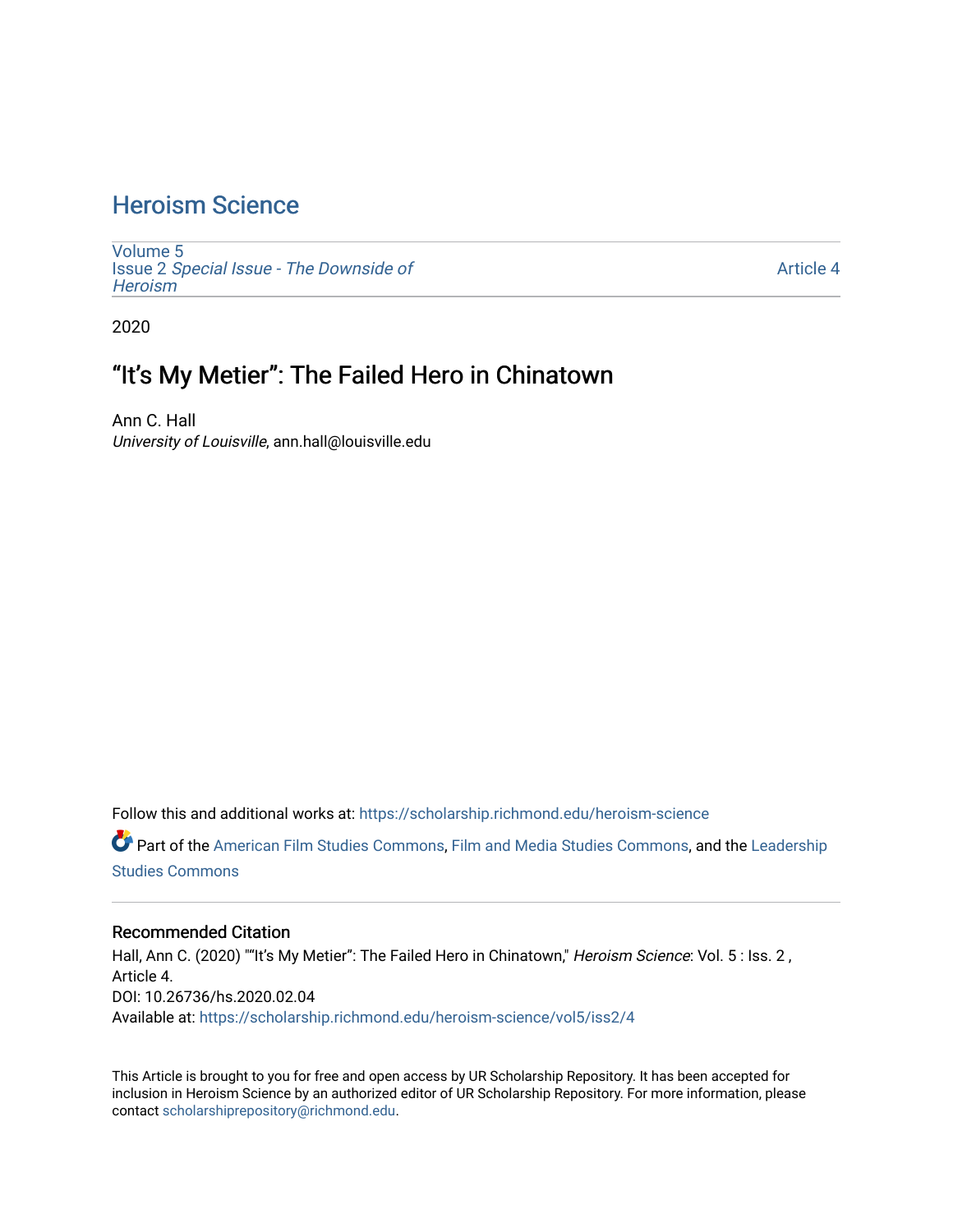# Heroism Science

Volume 5
Issue 2 *Special Issue - The Downside of Heroism*

Article 4

2020

## "It's My Metier": The Failed Hero in Chinatown

Ann C. Hall
*University of Louisville*, ann.hall@louisville.edu

Follow this and additional works at: https://scholarship.richmond.edu/heroism-science

Part of the American Film Studies Commons, Film and Media Studies Commons, and the Leadership Studies Commons

### Recommended Citation

Hall, Ann C. (2020) ""It's My Metier": The Failed Hero in Chinatown," *Heroism Science*: Vol. 5 : Iss. 2 , Article 4.
DOI: 10.26736/hs.2020.02.04
Available at: https://scholarship.richmond.edu/heroism-science/vol5/iss2/4

This Article is brought to you for free and open access by UR Scholarship Repository. It has been accepted for inclusion in Heroism Science by an authorized editor of UR Scholarship Repository. For more information, please contact scholarshiprepository@richmond.edu.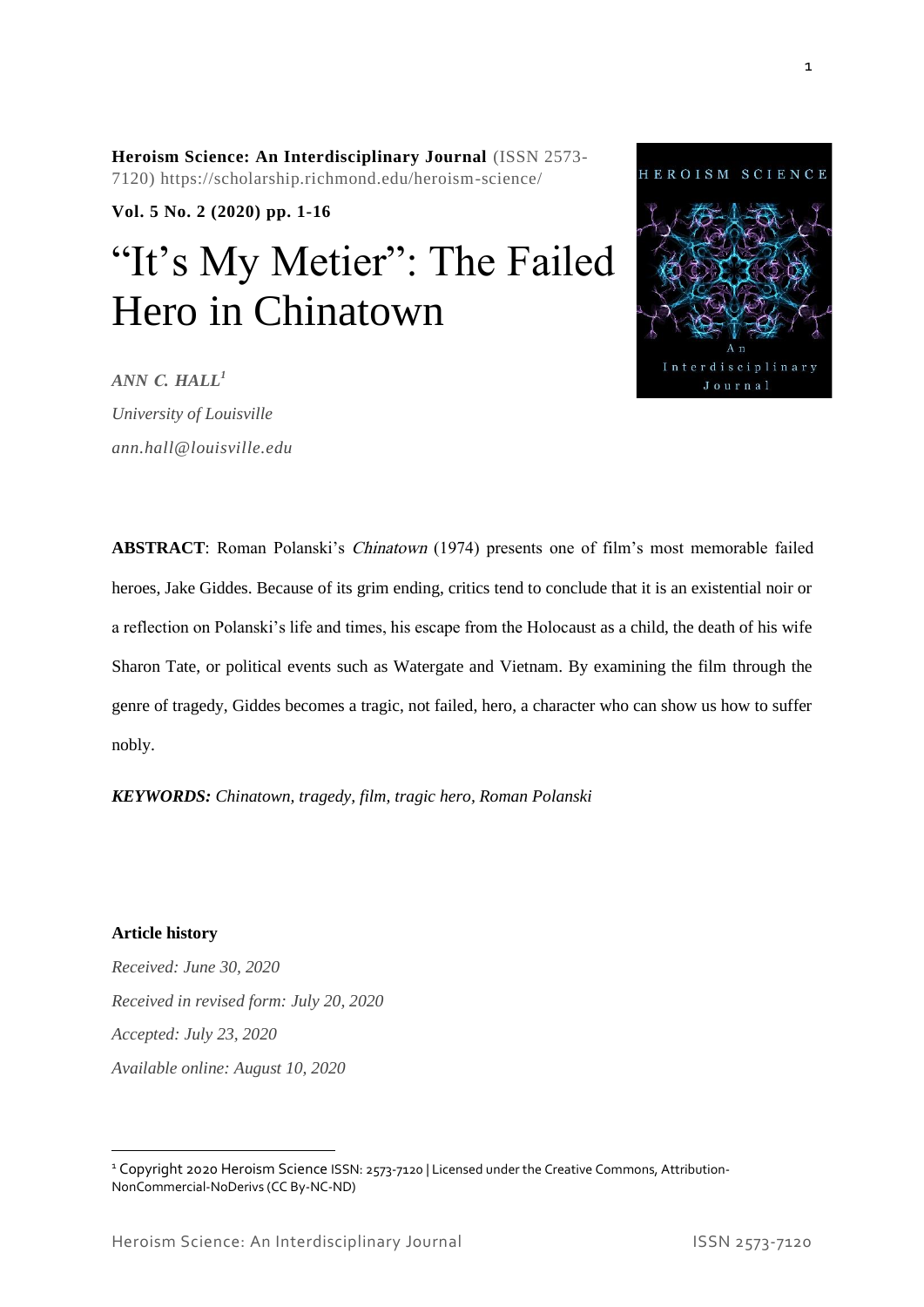**Heroism Science: An Interdisciplinary Journal** (ISSN 2573-7120) https://scholarship.richmond.edu/heroism-science/

**Vol. 5 No. 2 (2020) pp. 1-16**

# "It's My Metier": The Failed Hero in Chinatown

***ANN C. HALL***[1]

*University of Louisville*

*ann.hall@louisville.edu*

**ABSTRACT**: Roman Polanski's *Chinatown* (1974) presents one of film's most memorable failed heroes, Jake Giddes. Because of its grim ending, critics tend to conclude that it is an existential noir or a reflection on Polanski's life and times, his escape from the Holocaust as a child, the death of his wife Sharon Tate, or political events such as Watergate and Vietnam. By examining the film through the genre of tragedy, Giddes becomes a tragic, not failed, hero, a character who can show us how to suffer nobly.

***KEYWORDS:*** *Chinatown, tragedy, film, tragic hero, Roman Polanski*

**Article history**

*Received: June 30, 2020*

*Received in revised form: July 20, 2020*

*Accepted: July 23, 2020*

*Available online: August 10, 2020*

[1] Copyright 2020 Heroism Science ISSN: 2573-7120 | Licensed under the Creative Commons, Attribution-NonCommercial-NoDerivs (CC By-NC-ND)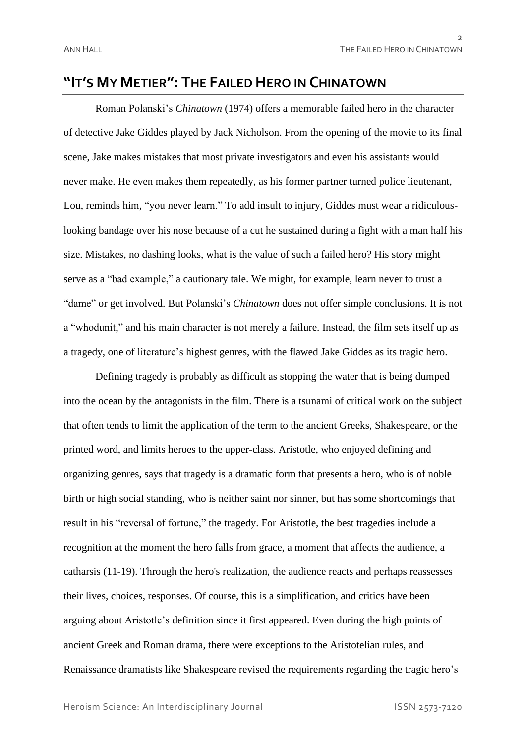## "It's My Metier": The Failed Hero in Chinatown

Roman Polanski's *Chinatown* (1974) offers a memorable failed hero in the character of detective Jake Giddes played by Jack Nicholson. From the opening of the movie to its final scene, Jake makes mistakes that most private investigators and even his assistants would never make. He even makes them repeatedly, as his former partner turned police lieutenant, Lou, reminds him, "you never learn." To add insult to injury, Giddes must wear a ridiculous-looking bandage over his nose because of a cut he sustained during a fight with a man half his size. Mistakes, no dashing looks, what is the value of such a failed hero? His story might serve as a "bad example," a cautionary tale. We might, for example, learn never to trust a "dame" or get involved. But Polanski's *Chinatown* does not offer simple conclusions. It is not a "whodunit," and his main character is not merely a failure. Instead, the film sets itself up as a tragedy, one of literature's highest genres, with the flawed Jake Giddes as its tragic hero.

Defining tragedy is probably as difficult as stopping the water that is being dumped into the ocean by the antagonists in the film. There is a tsunami of critical work on the subject that often tends to limit the application of the term to the ancient Greeks, Shakespeare, or the printed word, and limits heroes to the upper-class. Aristotle, who enjoyed defining and organizing genres, says that tragedy is a dramatic form that presents a hero, who is of noble birth or high social standing, who is neither saint nor sinner, but has some shortcomings that result in his "reversal of fortune," the tragedy. For Aristotle, the best tragedies include a recognition at the moment the hero falls from grace, a moment that affects the audience, a catharsis (11-19). Through the hero's realization, the audience reacts and perhaps reassesses their lives, choices, responses. Of course, this is a simplification, and critics have been arguing about Aristotle's definition since it first appeared. Even during the high points of ancient Greek and Roman drama, there were exceptions to the Aristotelian rules, and Renaissance dramatists like Shakespeare revised the requirements regarding the tragic hero's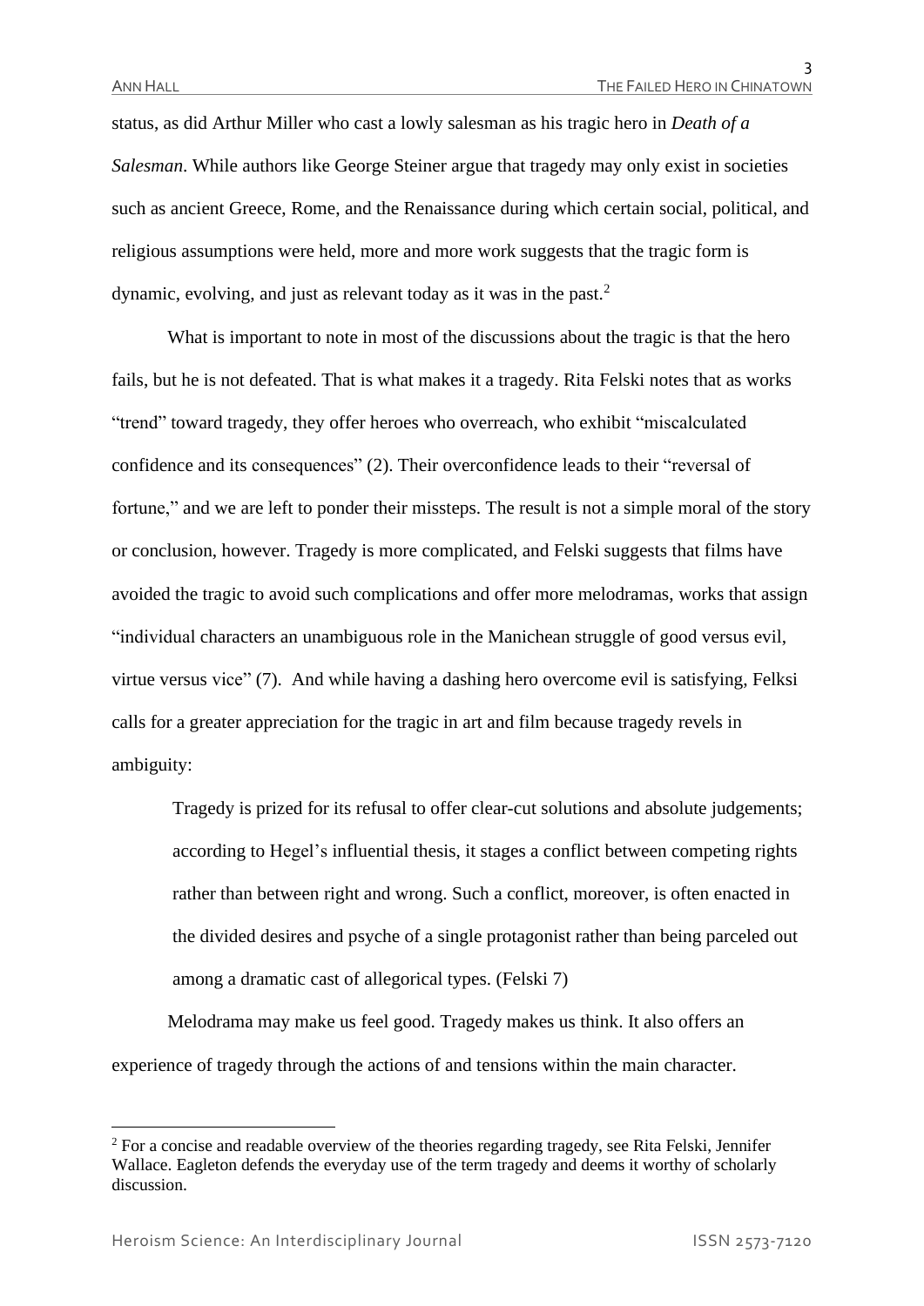status, as did Arthur Miller who cast a lowly salesman as his tragic hero in *Death of a Salesman*. While authors like George Steiner argue that tragedy may only exist in societies such as ancient Greece, Rome, and the Renaissance during which certain social, political, and religious assumptions were held, more and more work suggests that the tragic form is dynamic, evolving, and just as relevant today as it was in the past.[2]

What is important to note in most of the discussions about the tragic is that the hero fails, but he is not defeated. That is what makes it a tragedy. Rita Felski notes that as works "trend" toward tragedy, they offer heroes who overreach, who exhibit "miscalculated confidence and its consequences" (2). Their overconfidence leads to their "reversal of fortune," and we are left to ponder their missteps. The result is not a simple moral of the story or conclusion, however. Tragedy is more complicated, and Felski suggests that films have avoided the tragic to avoid such complications and offer more melodramas, works that assign "individual characters an unambiguous role in the Manichean struggle of good versus evil, virtue versus vice" (7). And while having a dashing hero overcome evil is satisfying, Felksi calls for a greater appreciation for the tragic in art and film because tragedy revels in ambiguity:

> Tragedy is prized for its refusal to offer clear-cut solutions and absolute judgements; according to Hegel's influential thesis, it stages a conflict between competing rights rather than between right and wrong. Such a conflict, moreover, is often enacted in the divided desires and psyche of a single protagonist rather than being parceled out among a dramatic cast of allegorical types. (Felski 7)

Melodrama may make us feel good. Tragedy makes us think. It also offers an experience of tragedy through the actions of and tensions within the main character.

---

[2] For a concise and readable overview of the theories regarding tragedy, see Rita Felski, Jennifer Wallace. Eagleton defends the everyday use of the term tragedy and deems it worthy of scholarly discussion.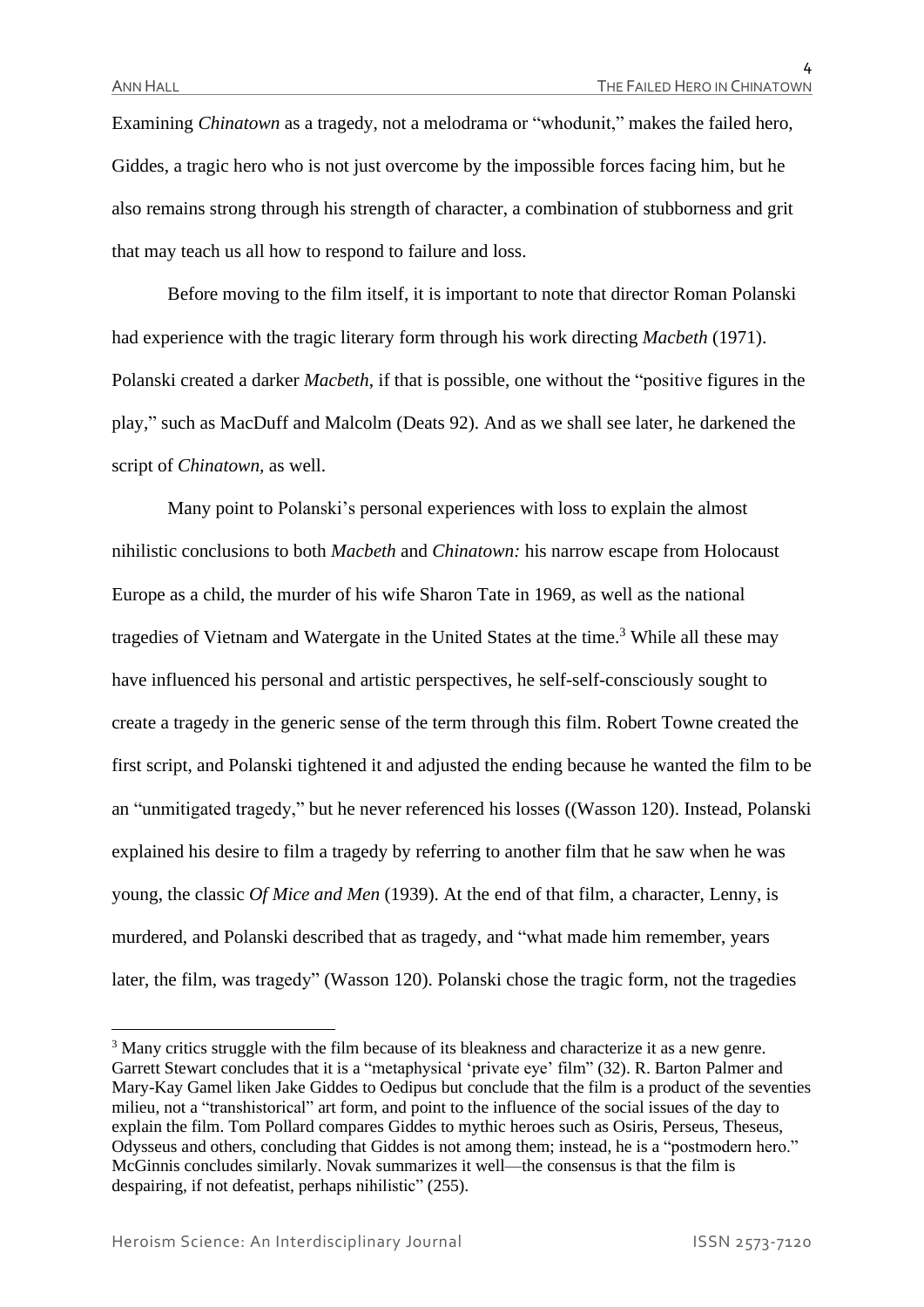Examining *Chinatown* as a tragedy, not a melodrama or "whodunit," makes the failed hero, Giddes, a tragic hero who is not just overcome by the impossible forces facing him, but he also remains strong through his strength of character, a combination of stubborness and grit that may teach us all how to respond to failure and loss.

Before moving to the film itself, it is important to note that director Roman Polanski had experience with the tragic literary form through his work directing *Macbeth* (1971). Polanski created a darker *Macbeth*, if that is possible, one without the "positive figures in the play," such as MacDuff and Malcolm (Deats 92). And as we shall see later, he darkened the script of *Chinatown*, as well.

Many point to Polanski's personal experiences with loss to explain the almost nihilistic conclusions to both *Macbeth* and *Chinatown:* his narrow escape from Holocaust Europe as a child, the murder of his wife Sharon Tate in 1969, as well as the national tragedies of Vietnam and Watergate in the United States at the time.[3] While all these may have influenced his personal and artistic perspectives, he self-self-consciously sought to create a tragedy in the generic sense of the term through this film. Robert Towne created the first script, and Polanski tightened it and adjusted the ending because he wanted the film to be an "unmitigated tragedy," but he never referenced his losses ((Wasson 120). Instead, Polanski explained his desire to film a tragedy by referring to another film that he saw when he was young, the classic *Of Mice and Men* (1939). At the end of that film, a character, Lenny, is murdered, and Polanski described that as tragedy, and "what made him remember, years later, the film, was tragedy" (Wasson 120). Polanski chose the tragic form, not the tragedies

---

[3] Many critics struggle with the film because of its bleakness and characterize it as a new genre. Garrett Stewart concludes that it is a "metaphysical 'private eye' film" (32). R. Barton Palmer and Mary-Kay Gamel liken Jake Giddes to Oedipus but conclude that the film is a product of the seventies milieu, not a "transhistorical" art form, and point to the influence of the social issues of the day to explain the film. Tom Pollard compares Giddes to mythic heroes such as Osiris, Perseus, Theseus, Odysseus and others, concluding that Giddes is not among them; instead, he is a "postmodern hero." McGinnis concludes similarly. Novak summarizes it well—the consensus is that the film is despairing, if not defeatist, perhaps nihilistic" (255).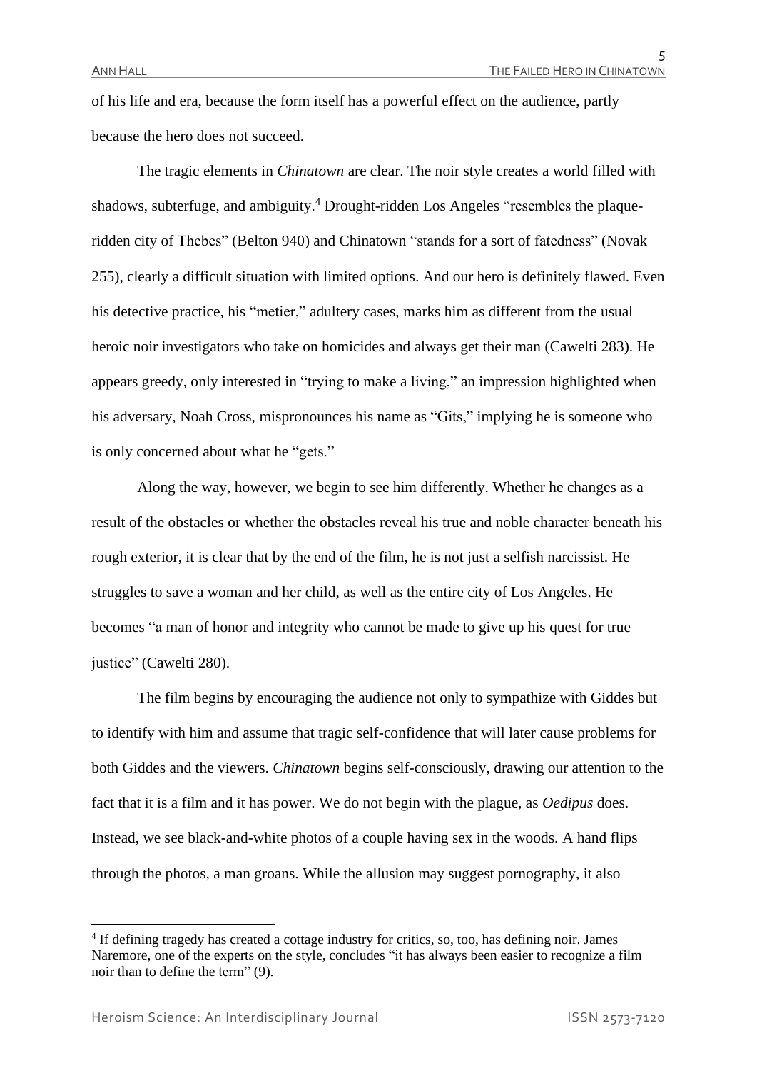of his life and era, because the form itself has a powerful effect on the audience, partly because the hero does not succeed.

The tragic elements in *Chinatown* are clear. The noir style creates a world filled with shadows, subterfuge, and ambiguity.[4] Drought-ridden Los Angeles "resembles the plaque-ridden city of Thebes" (Belton 940) and Chinatown "stands for a sort of fatedness" (Novak 255), clearly a difficult situation with limited options. And our hero is definitely flawed. Even his detective practice, his "metier," adultery cases, marks him as different from the usual heroic noir investigators who take on homicides and always get their man (Cawelti 283). He appears greedy, only interested in "trying to make a living," an impression highlighted when his adversary, Noah Cross, mispronounces his name as "Gits," implying he is someone who is only concerned about what he "gets."

Along the way, however, we begin to see him differently. Whether he changes as a result of the obstacles or whether the obstacles reveal his true and noble character beneath his rough exterior, it is clear that by the end of the film, he is not just a selfish narcissist. He struggles to save a woman and her child, as well as the entire city of Los Angeles. He becomes "a man of honor and integrity who cannot be made to give up his quest for true justice" (Cawelti 280).

The film begins by encouraging the audience not only to sympathize with Giddes but to identify with him and assume that tragic self-confidence that will later cause problems for both Giddes and the viewers. *Chinatown* begins self-consciously, drawing our attention to the fact that it is a film and it has power. We do not begin with the plague, as *Oedipus* does. Instead, we see black-and-white photos of a couple having sex in the woods. A hand flips through the photos, a man groans. While the allusion may suggest pornography, it also

---

[4] If defining tragedy has created a cottage industry for critics, so, too, has defining noir. James Naremore, one of the experts on the style, concludes "it has always been easier to recognize a film noir than to define the term" (9).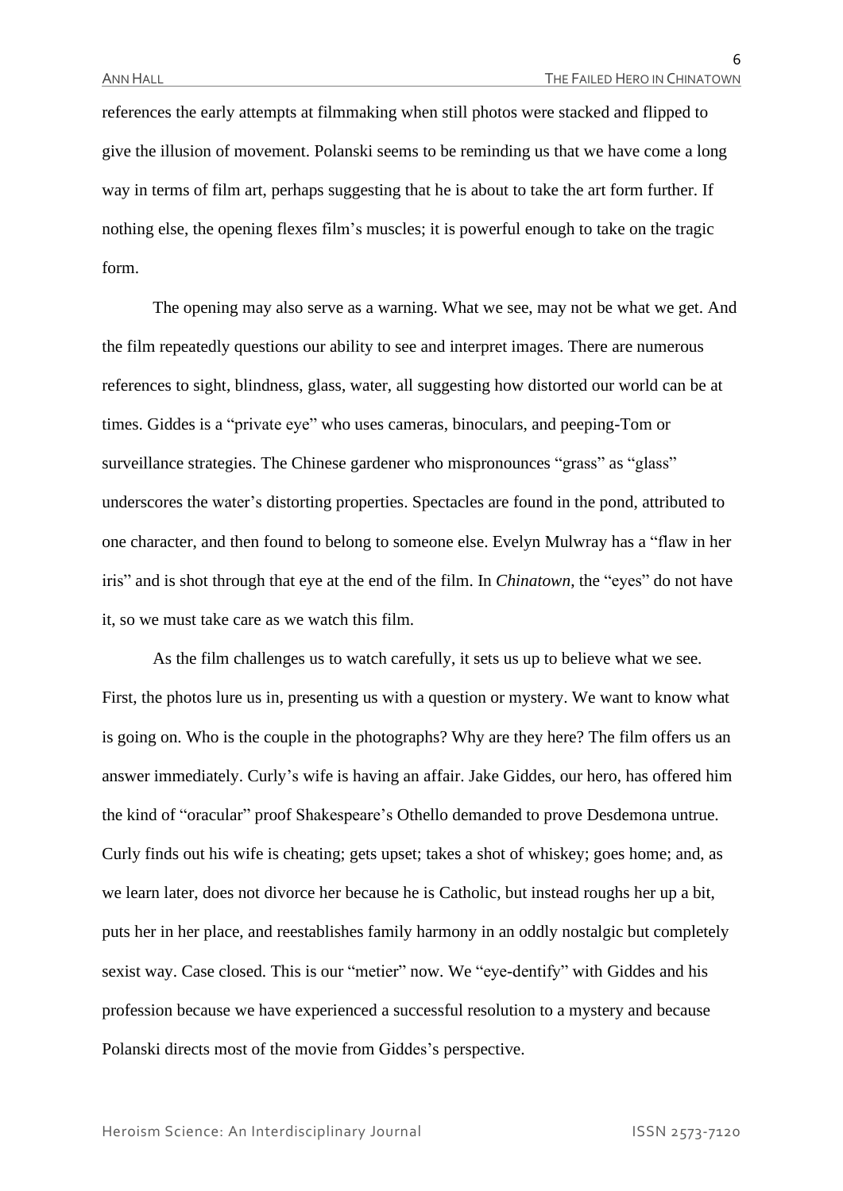references the early attempts at filmmaking when still photos were stacked and flipped to give the illusion of movement. Polanski seems to be reminding us that we have come a long way in terms of film art, perhaps suggesting that he is about to take the art form further. If nothing else, the opening flexes film's muscles; it is powerful enough to take on the tragic form.

The opening may also serve as a warning. What we see, may not be what we get. And the film repeatedly questions our ability to see and interpret images. There are numerous references to sight, blindness, glass, water, all suggesting how distorted our world can be at times. Giddes is a "private eye" who uses cameras, binoculars, and peeping-Tom or surveillance strategies. The Chinese gardener who mispronounces "grass" as "glass" underscores the water's distorting properties. Spectacles are found in the pond, attributed to one character, and then found to belong to someone else. Evelyn Mulwray has a "flaw in her iris" and is shot through that eye at the end of the film. In *Chinatown*, the "eyes" do not have it, so we must take care as we watch this film.

As the film challenges us to watch carefully, it sets us up to believe what we see. First, the photos lure us in, presenting us with a question or mystery. We want to know what is going on. Who is the couple in the photographs? Why are they here? The film offers us an answer immediately. Curly's wife is having an affair. Jake Giddes, our hero, has offered him the kind of "oracular" proof Shakespeare's Othello demanded to prove Desdemona untrue. Curly finds out his wife is cheating; gets upset; takes a shot of whiskey; goes home; and, as we learn later, does not divorce her because he is Catholic, but instead roughs her up a bit, puts her in her place, and reestablishes family harmony in an oddly nostalgic but completely sexist way. Case closed. This is our "metier" now. We "eye-dentify" with Giddes and his profession because we have experienced a successful resolution to a mystery and because Polanski directs most of the movie from Giddes's perspective.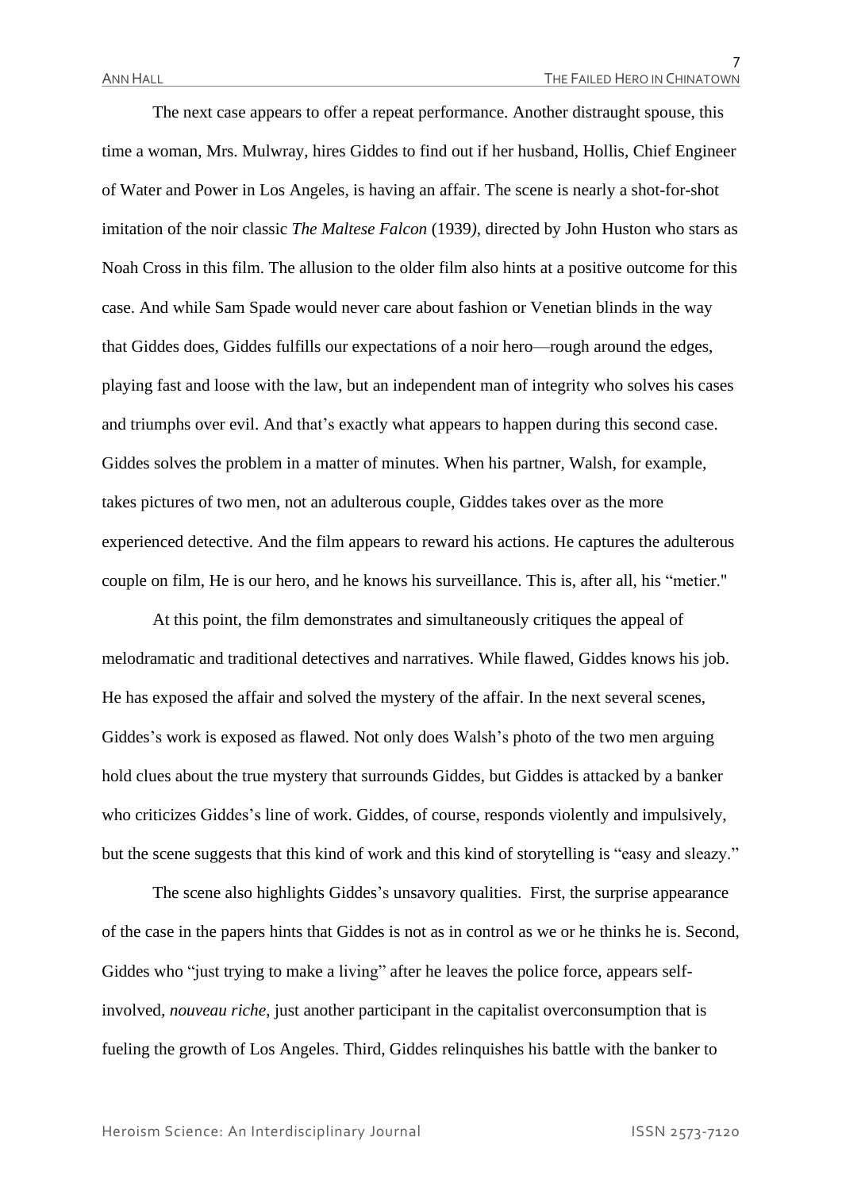The next case appears to offer a repeat performance. Another distraught spouse, this time a woman, Mrs. Mulwray, hires Giddes to find out if her husband, Hollis, Chief Engineer of Water and Power in Los Angeles, is having an affair. The scene is nearly a shot-for-shot imitation of the noir classic *The Maltese Falcon* (1939*)*, directed by John Huston who stars as Noah Cross in this film. The allusion to the older film also hints at a positive outcome for this case. And while Sam Spade would never care about fashion or Venetian blinds in the way that Giddes does, Giddes fulfills our expectations of a noir hero—rough around the edges, playing fast and loose with the law, but an independent man of integrity who solves his cases and triumphs over evil. And that's exactly what appears to happen during this second case. Giddes solves the problem in a matter of minutes. When his partner, Walsh, for example, takes pictures of two men, not an adulterous couple, Giddes takes over as the more experienced detective. And the film appears to reward his actions. He captures the adulterous couple on film, He is our hero, and he knows his surveillance. This is, after all, his "metier."

At this point, the film demonstrates and simultaneously critiques the appeal of melodramatic and traditional detectives and narratives. While flawed, Giddes knows his job. He has exposed the affair and solved the mystery of the affair. In the next several scenes, Giddes's work is exposed as flawed. Not only does Walsh's photo of the two men arguing hold clues about the true mystery that surrounds Giddes, but Giddes is attacked by a banker who criticizes Giddes's line of work. Giddes, of course, responds violently and impulsively, but the scene suggests that this kind of work and this kind of storytelling is "easy and sleazy."

The scene also highlights Giddes's unsavory qualities. First, the surprise appearance of the case in the papers hints that Giddes is not as in control as we or he thinks he is. Second, Giddes who "just trying to make a living" after he leaves the police force, appears self-involved, *nouveau riche*, just another participant in the capitalist overconsumption that is fueling the growth of Los Angeles. Third, Giddes relinquishes his battle with the banker to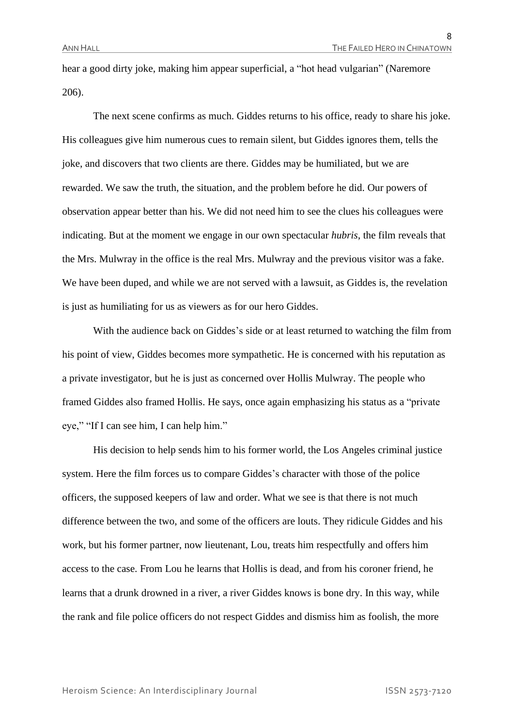hear a good dirty joke, making him appear superficial, a "hot head vulgarian" (Naremore 206).

The next scene confirms as much. Giddes returns to his office, ready to share his joke. His colleagues give him numerous cues to remain silent, but Giddes ignores them, tells the joke, and discovers that two clients are there. Giddes may be humiliated, but we are rewarded. We saw the truth, the situation, and the problem before he did. Our powers of observation appear better than his. We did not need him to see the clues his colleagues were indicating. But at the moment we engage in our own spectacular *hubris*, the film reveals that the Mrs. Mulwray in the office is the real Mrs. Mulwray and the previous visitor was a fake. We have been duped, and while we are not served with a lawsuit, as Giddes is, the revelation is just as humiliating for us as viewers as for our hero Giddes.

With the audience back on Giddes's side or at least returned to watching the film from his point of view, Giddes becomes more sympathetic. He is concerned with his reputation as a private investigator, but he is just as concerned over Hollis Mulwray. The people who framed Giddes also framed Hollis. He says, once again emphasizing his status as a "private eye," "If I can see him, I can help him."

His decision to help sends him to his former world, the Los Angeles criminal justice system. Here the film forces us to compare Giddes's character with those of the police officers, the supposed keepers of law and order. What we see is that there is not much difference between the two, and some of the officers are louts. They ridicule Giddes and his work, but his former partner, now lieutenant, Lou, treats him respectfully and offers him access to the case. From Lou he learns that Hollis is dead, and from his coroner friend, he learns that a drunk drowned in a river, a river Giddes knows is bone dry. In this way, while the rank and file police officers do not respect Giddes and dismiss him as foolish, the more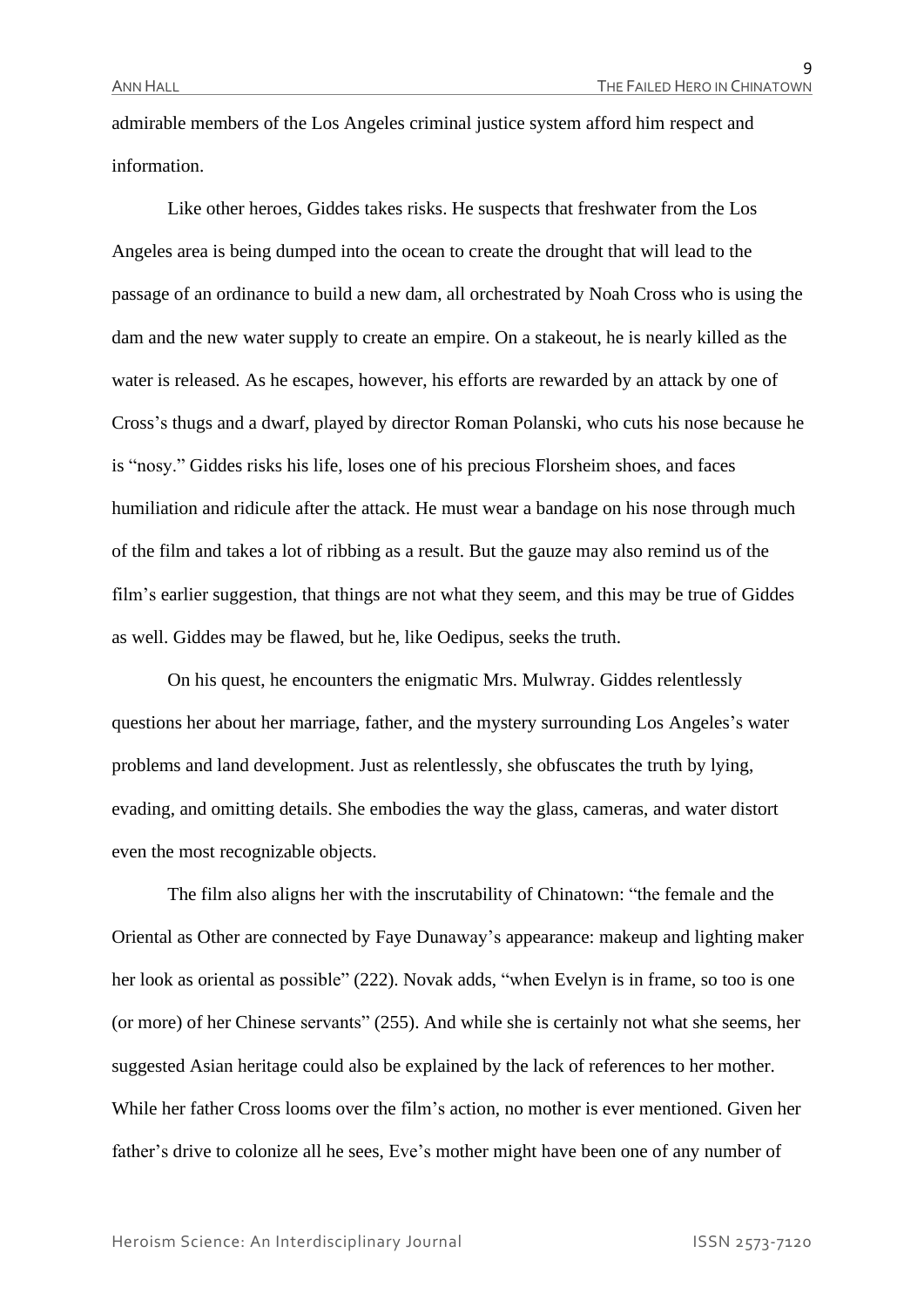admirable members of the Los Angeles criminal justice system afford him respect and information.

Like other heroes, Giddes takes risks. He suspects that freshwater from the Los Angeles area is being dumped into the ocean to create the drought that will lead to the passage of an ordinance to build a new dam, all orchestrated by Noah Cross who is using the dam and the new water supply to create an empire. On a stakeout, he is nearly killed as the water is released. As he escapes, however, his efforts are rewarded by an attack by one of Cross's thugs and a dwarf, played by director Roman Polanski, who cuts his nose because he is "nosy." Giddes risks his life, loses one of his precious Florsheim shoes, and faces humiliation and ridicule after the attack. He must wear a bandage on his nose through much of the film and takes a lot of ribbing as a result. But the gauze may also remind us of the film's earlier suggestion, that things are not what they seem, and this may be true of Giddes as well. Giddes may be flawed, but he, like Oedipus, seeks the truth.

On his quest, he encounters the enigmatic Mrs. Mulwray. Giddes relentlessly questions her about her marriage, father, and the mystery surrounding Los Angeles's water problems and land development. Just as relentlessly, she obfuscates the truth by lying, evading, and omitting details. She embodies the way the glass, cameras, and water distort even the most recognizable objects.

The film also aligns her with the inscrutability of Chinatown: "the female and the Oriental as Other are connected by Faye Dunaway's appearance: makeup and lighting maker her look as oriental as possible" (222). Novak adds, "when Evelyn is in frame, so too is one (or more) of her Chinese servants" (255). And while she is certainly not what she seems, her suggested Asian heritage could also be explained by the lack of references to her mother. While her father Cross looms over the film's action, no mother is ever mentioned. Given her father's drive to colonize all he sees, Eve's mother might have been one of any number of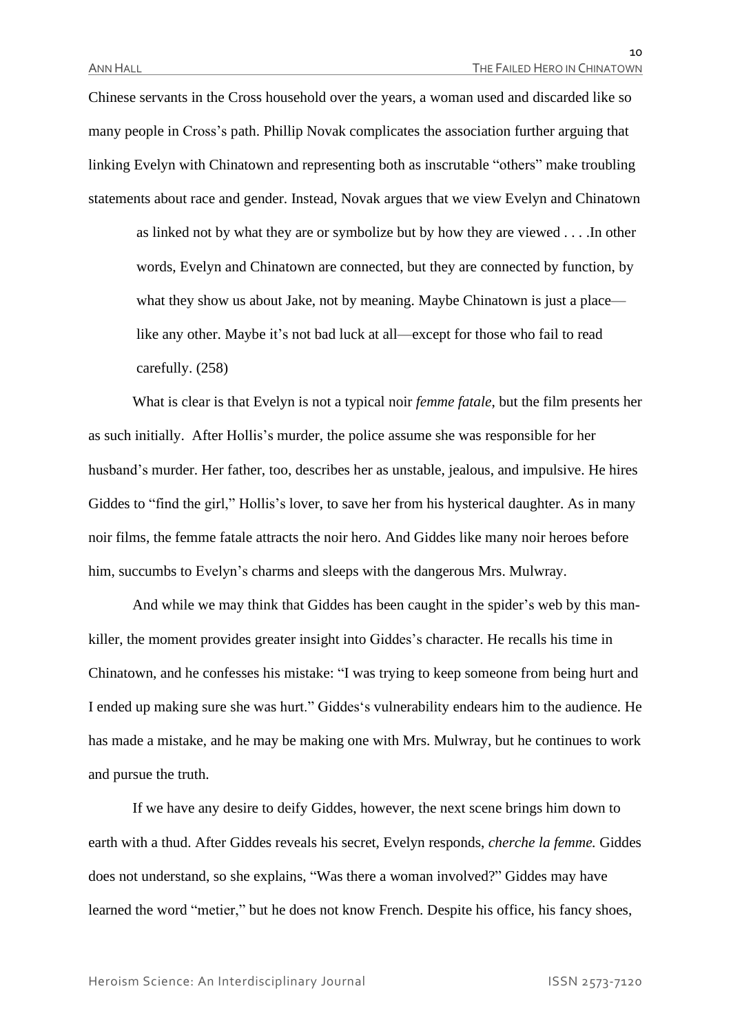Chinese servants in the Cross household over the years, a woman used and discarded like so many people in Cross's path. Phillip Novak complicates the association further arguing that linking Evelyn with Chinatown and representing both as inscrutable "others" make troubling statements about race and gender. Instead, Novak argues that we view Evelyn and Chinatown

> as linked not by what they are or symbolize but by how they are viewed . . . .In other words, Evelyn and Chinatown are connected, but they are connected by function, by what they show us about Jake, not by meaning. Maybe Chinatown is just a place—like any other. Maybe it's not bad luck at all—except for those who fail to read carefully. (258)

What is clear is that Evelyn is not a typical noir *femme fatale*, but the film presents her as such initially. After Hollis's murder, the police assume she was responsible for her husband's murder. Her father, too, describes her as unstable, jealous, and impulsive. He hires Giddes to "find the girl," Hollis's lover, to save her from his hysterical daughter. As in many noir films, the femme fatale attracts the noir hero. And Giddes like many noir heroes before him, succumbs to Evelyn's charms and sleeps with the dangerous Mrs. Mulwray.

And while we may think that Giddes has been caught in the spider's web by this man-killer, the moment provides greater insight into Giddes's character. He recalls his time in Chinatown, and he confesses his mistake: "I was trying to keep someone from being hurt and I ended up making sure she was hurt." Giddes's vulnerability endears him to the audience. He has made a mistake, and he may be making one with Mrs. Mulwray, but he continues to work and pursue the truth.

If we have any desire to deify Giddes, however, the next scene brings him down to earth with a thud. After Giddes reveals his secret, Evelyn responds, *cherche la femme.* Giddes does not understand, so she explains, "Was there a woman involved?" Giddes may have learned the word "metier," but he does not know French. Despite his office, his fancy shoes,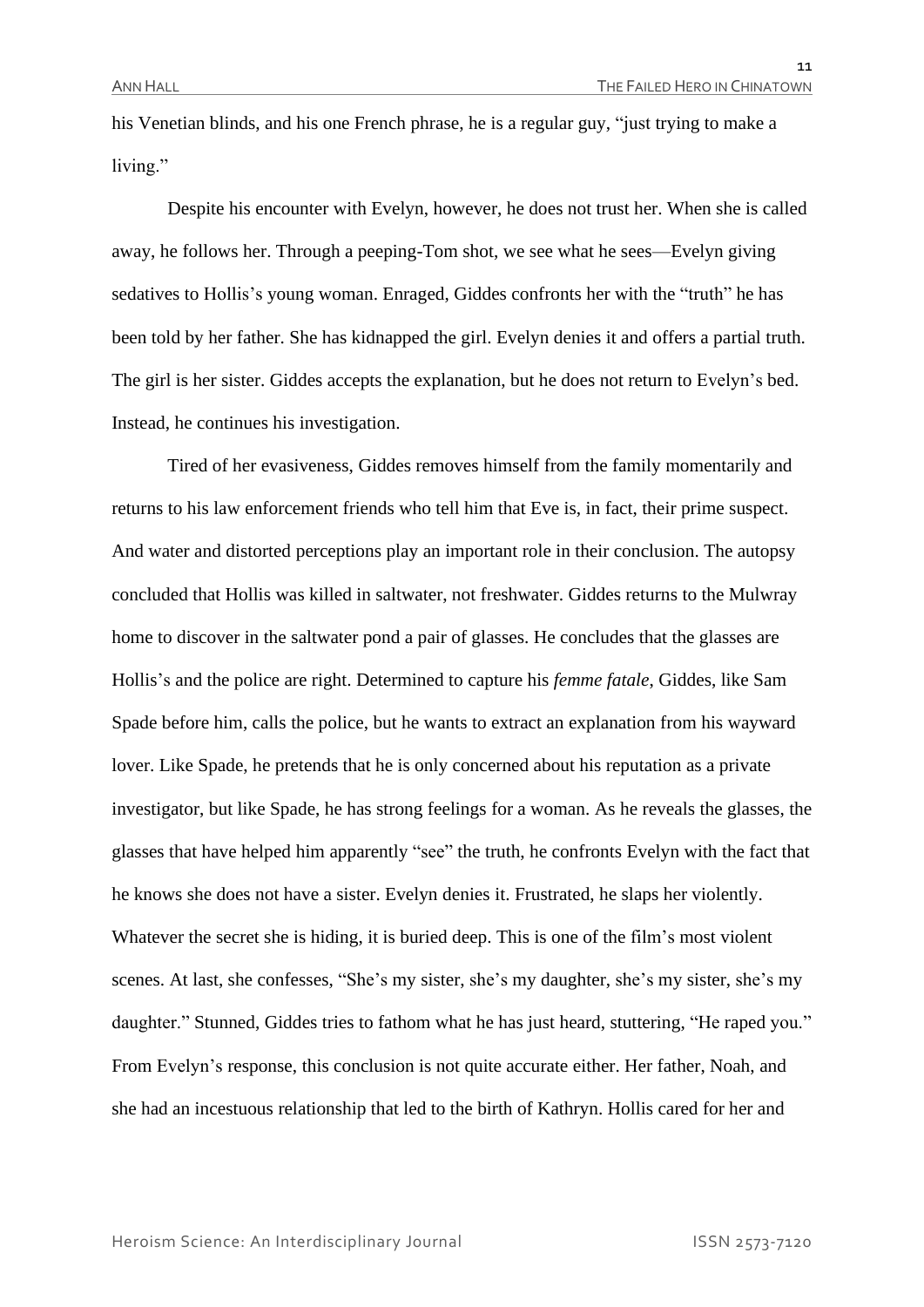his Venetian blinds, and his one French phrase, he is a regular guy, "just trying to make a living."

Despite his encounter with Evelyn, however, he does not trust her. When she is called away, he follows her. Through a peeping-Tom shot, we see what he sees—Evelyn giving sedatives to Hollis's young woman. Enraged, Giddes confronts her with the "truth" he has been told by her father. She has kidnapped the girl. Evelyn denies it and offers a partial truth. The girl is her sister. Giddes accepts the explanation, but he does not return to Evelyn's bed. Instead, he continues his investigation.

Tired of her evasiveness, Giddes removes himself from the family momentarily and returns to his law enforcement friends who tell him that Eve is, in fact, their prime suspect. And water and distorted perceptions play an important role in their conclusion. The autopsy concluded that Hollis was killed in saltwater, not freshwater. Giddes returns to the Mulwray home to discover in the saltwater pond a pair of glasses. He concludes that the glasses are Hollis's and the police are right. Determined to capture his *femme fatale*, Giddes, like Sam Spade before him, calls the police, but he wants to extract an explanation from his wayward lover. Like Spade, he pretends that he is only concerned about his reputation as a private investigator, but like Spade, he has strong feelings for a woman. As he reveals the glasses, the glasses that have helped him apparently "see" the truth, he confronts Evelyn with the fact that he knows she does not have a sister. Evelyn denies it. Frustrated, he slaps her violently. Whatever the secret she is hiding, it is buried deep. This is one of the film's most violent scenes. At last, she confesses, "She's my sister, she's my daughter, she's my sister, she's my daughter." Stunned, Giddes tries to fathom what he has just heard, stuttering, "He raped you." From Evelyn's response, this conclusion is not quite accurate either. Her father, Noah, and she had an incestuous relationship that led to the birth of Kathryn. Hollis cared for her and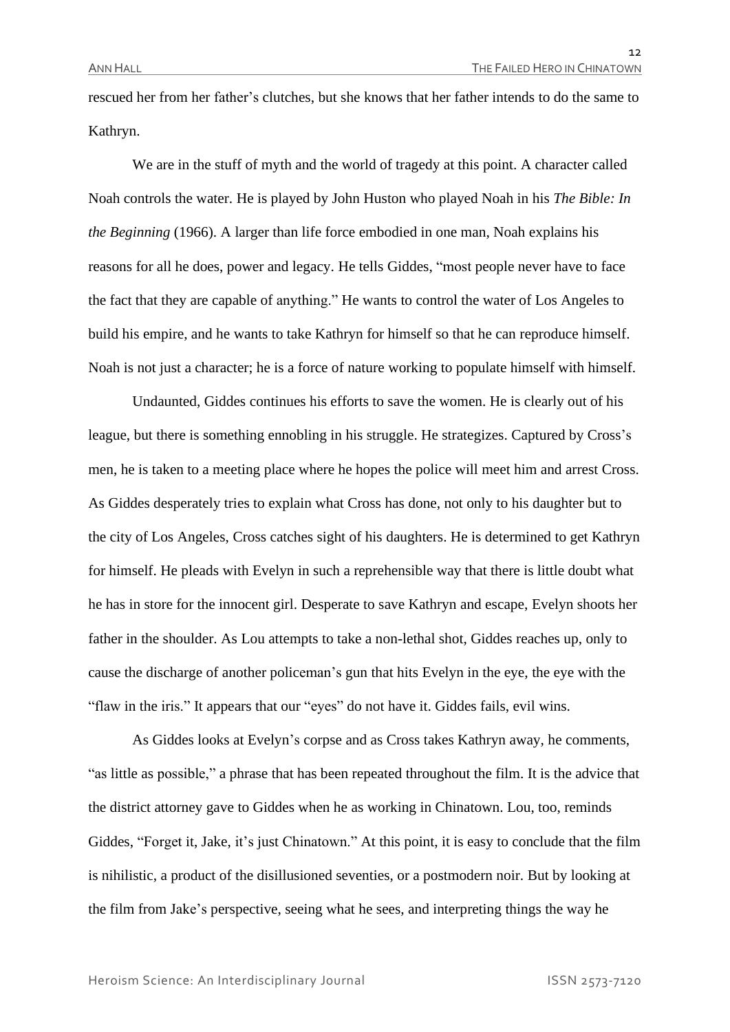rescued her from her father's clutches, but she knows that her father intends to do the same to Kathryn.

We are in the stuff of myth and the world of tragedy at this point. A character called Noah controls the water. He is played by John Huston who played Noah in his *The Bible: In the Beginning* (1966). A larger than life force embodied in one man, Noah explains his reasons for all he does, power and legacy. He tells Giddes, "most people never have to face the fact that they are capable of anything." He wants to control the water of Los Angeles to build his empire, and he wants to take Kathryn for himself so that he can reproduce himself. Noah is not just a character; he is a force of nature working to populate himself with himself.

Undaunted, Giddes continues his efforts to save the women. He is clearly out of his league, but there is something ennobling in his struggle. He strategizes. Captured by Cross's men, he is taken to a meeting place where he hopes the police will meet him and arrest Cross. As Giddes desperately tries to explain what Cross has done, not only to his daughter but to the city of Los Angeles, Cross catches sight of his daughters. He is determined to get Kathryn for himself. He pleads with Evelyn in such a reprehensible way that there is little doubt what he has in store for the innocent girl. Desperate to save Kathryn and escape, Evelyn shoots her father in the shoulder. As Lou attempts to take a non-lethal shot, Giddes reaches up, only to cause the discharge of another policeman's gun that hits Evelyn in the eye, the eye with the "flaw in the iris." It appears that our "eyes" do not have it. Giddes fails, evil wins.

As Giddes looks at Evelyn's corpse and as Cross takes Kathryn away, he comments, "as little as possible," a phrase that has been repeated throughout the film. It is the advice that the district attorney gave to Giddes when he as working in Chinatown. Lou, too, reminds Giddes, "Forget it, Jake, it's just Chinatown." At this point, it is easy to conclude that the film is nihilistic, a product of the disillusioned seventies, or a postmodern noir. But by looking at the film from Jake's perspective, seeing what he sees, and interpreting things the way he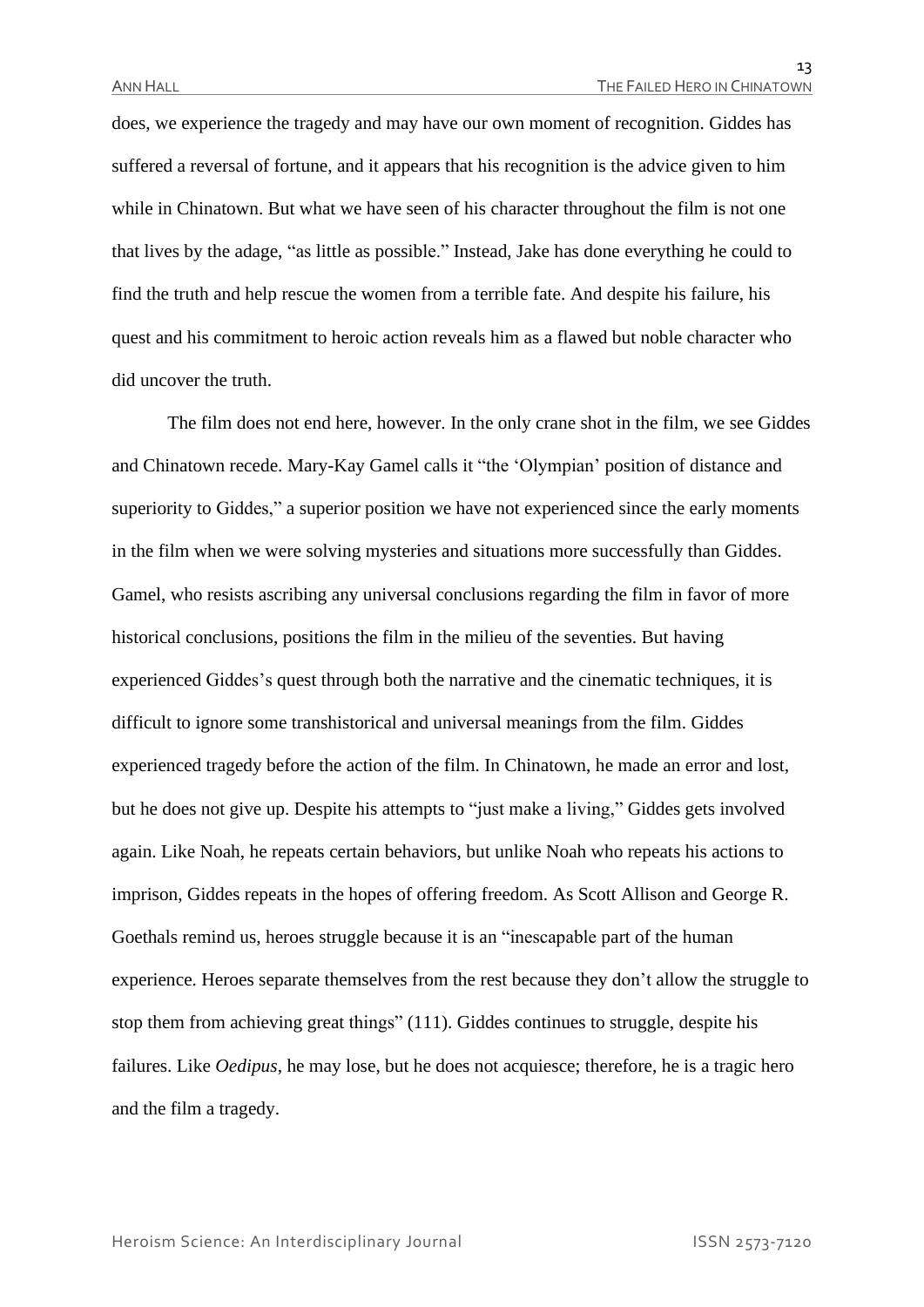does, we experience the tragedy and may have our own moment of recognition. Giddes has suffered a reversal of fortune, and it appears that his recognition is the advice given to him while in Chinatown. But what we have seen of his character throughout the film is not one that lives by the adage, "as little as possible." Instead, Jake has done everything he could to find the truth and help rescue the women from a terrible fate. And despite his failure, his quest and his commitment to heroic action reveals him as a flawed but noble character who did uncover the truth.

The film does not end here, however. In the only crane shot in the film, we see Giddes and Chinatown recede. Mary-Kay Gamel calls it "the 'Olympian' position of distance and superiority to Giddes," a superior position we have not experienced since the early moments in the film when we were solving mysteries and situations more successfully than Giddes. Gamel, who resists ascribing any universal conclusions regarding the film in favor of more historical conclusions, positions the film in the milieu of the seventies. But having experienced Giddes's quest through both the narrative and the cinematic techniques, it is difficult to ignore some transhistorical and universal meanings from the film. Giddes experienced tragedy before the action of the film. In Chinatown, he made an error and lost, but he does not give up. Despite his attempts to "just make a living," Giddes gets involved again. Like Noah, he repeats certain behaviors, but unlike Noah who repeats his actions to imprison, Giddes repeats in the hopes of offering freedom. As Scott Allison and George R. Goethals remind us, heroes struggle because it is an "inescapable part of the human experience. Heroes separate themselves from the rest because they don't allow the struggle to stop them from achieving great things" (111). Giddes continues to struggle, despite his failures. Like *Oedipus*, he may lose, but he does not acquiesce; therefore, he is a tragic hero and the film a tragedy.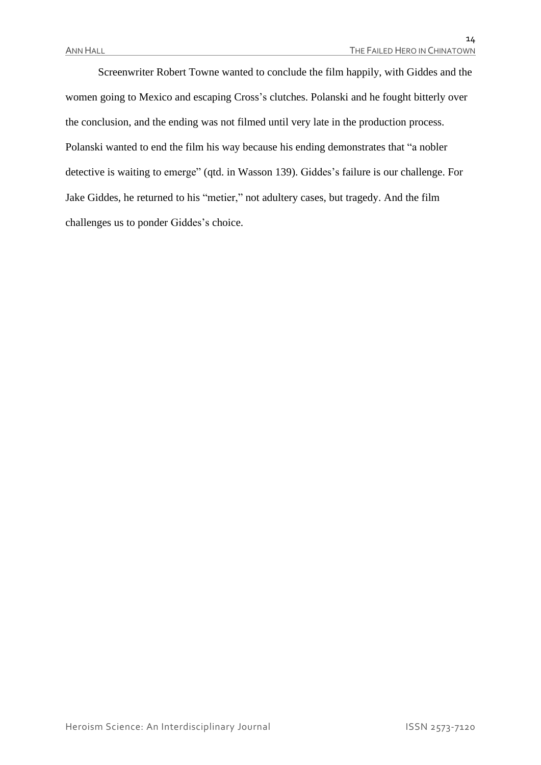Screenwriter Robert Towne wanted to conclude the film happily, with Giddes and the women going to Mexico and escaping Cross's clutches. Polanski and he fought bitterly over the conclusion, and the ending was not filmed until very late in the production process. Polanski wanted to end the film his way because his ending demonstrates that "a nobler detective is waiting to emerge" (qtd. in Wasson 139). Giddes's failure is our challenge. For Jake Giddes, he returned to his "metier," not adultery cases, but tragedy. And the film challenges us to ponder Giddes's choice.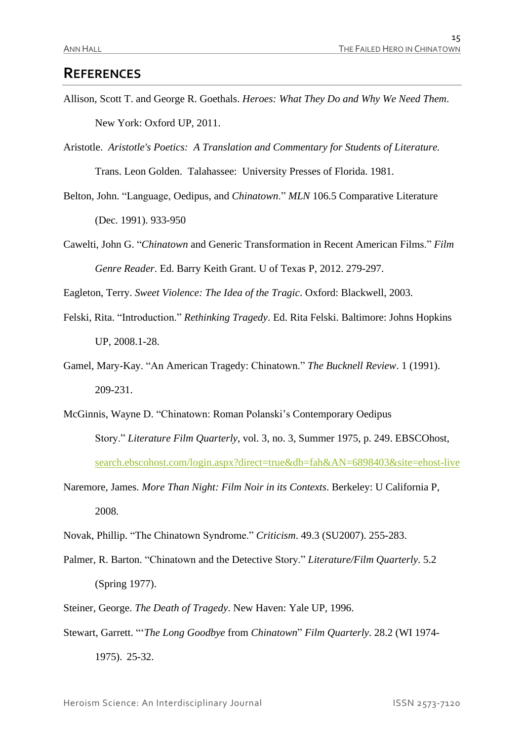## REFERENCES

Allison, Scott T. and George R. Goethals. *Heroes: What They Do and Why We Need Them*. New York: Oxford UP, 2011.

Aristotle. *Aristotle's Poetics: A Translation and Commentary for Students of Literature.* Trans. Leon Golden. Talahassee: University Presses of Florida. 1981.

Belton, John. "Language, Oedipus, and *Chinatown*." *MLN* 106.5 Comparative Literature (Dec. 1991). 933-950

Cawelti, John G. "*Chinatown* and Generic Transformation in Recent American Films." *Film Genre Reader*. Ed. Barry Keith Grant. U of Texas P, 2012. 279-297.

Eagleton, Terry. *Sweet Violence: The Idea of the Tragic*. Oxford: Blackwell, 2003.

Felski, Rita. "Introduction." *Rethinking Tragedy*. Ed. Rita Felski. Baltimore: Johns Hopkins UP, 2008.1-28.

Gamel, Mary-Kay. "An American Tragedy: Chinatown." *The Bucknell Review*. 1 (1991). 209-231.

McGinnis, Wayne D. "Chinatown: Roman Polanski's Contemporary Oedipus Story." *Literature Film Quarterly*, vol. 3, no. 3, Summer 1975, p. 249. EBSCOhost, search.ebscohost.com/login.aspx?direct=true&db=fah&AN=6898403&site=ehost-live

Naremore, James. *More Than Night: Film Noir in its Contexts*. Berkeley: U California P, 2008.

Novak, Phillip. "The Chinatown Syndrome." *Criticism*. 49.3 (SU2007). 255-283.

Palmer, R. Barton. "Chinatown and the Detective Story." *Literature/Film Quarterly*. 5.2 (Spring 1977).

Steiner, George. *The Death of Tragedy*. New Haven: Yale UP, 1996.

Stewart, Garrett. "'*The Long Goodbye* from *Chinatown*" *Film Quarterly*. 28.2 (WI 1974-1975). 25-32.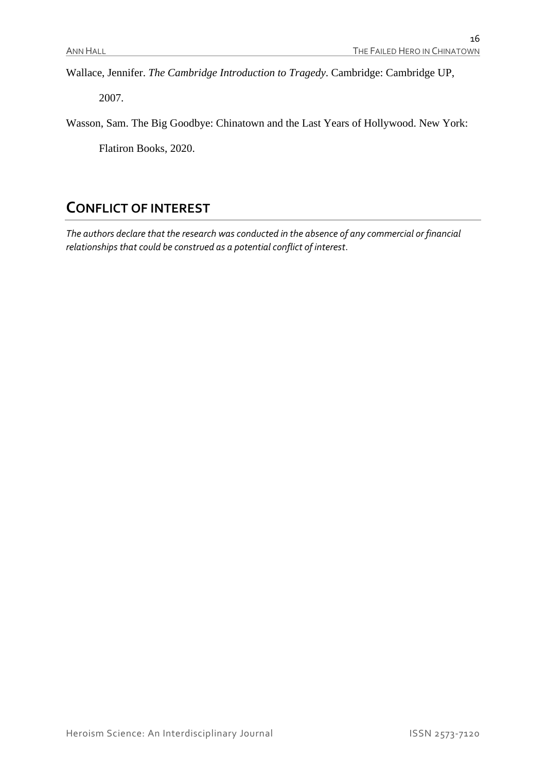Wallace, Jennifer. *The Cambridge Introduction to Tragedy*. Cambridge: Cambridge UP, 2007.

Wasson, Sam. The Big Goodbye: Chinatown and the Last Years of Hollywood. New York: Flatiron Books, 2020.

## CONFLICT OF INTEREST

*The authors declare that the research was conducted in the absence of any commercial or financial relationships that could be construed as a potential conflict of interest.*